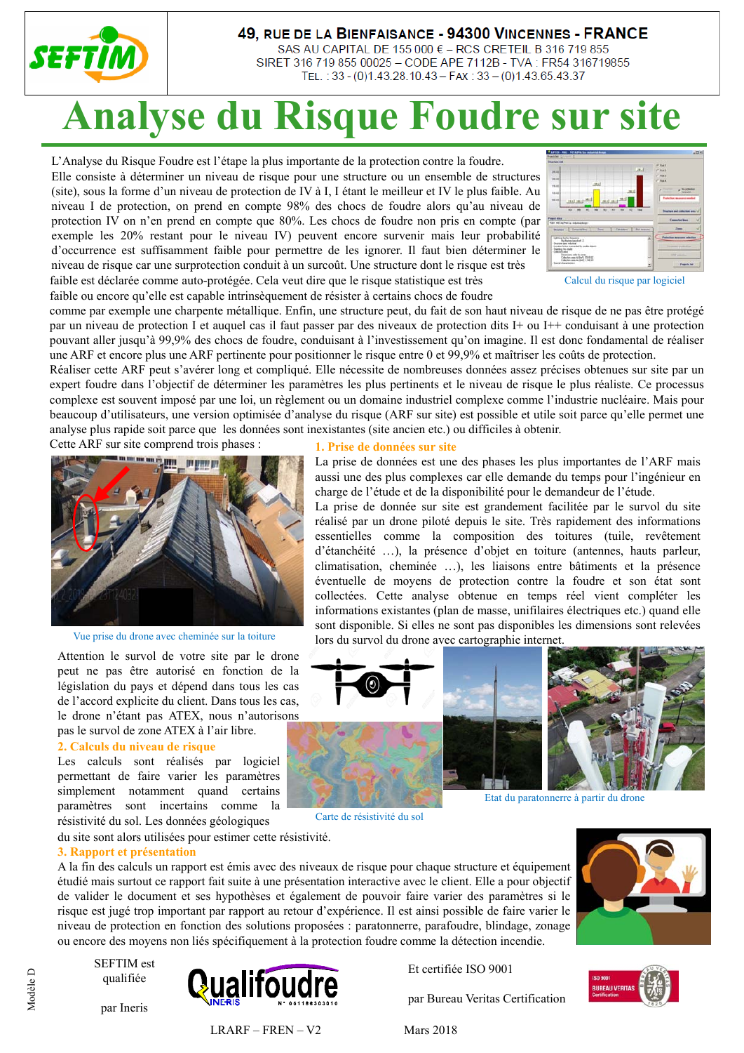49, RUE DE LA BIENFAISANCE - 94300 VINCENNES - FRANCE
SAS AU CAPITAL DE 155 000 € – RCS CRETEIL B 316 719 855
SIRET 316 719 855 00025 – CODE APE 7112B - TVA : FR54 316719855
TEL. : 33 - (0)1.43.28.10.43 – FAX : 33 – (0)1.43.65.43.37

# Analyse du Risque Foudre sur site

L'Analyse du Risque Foudre est l'étape la plus importante de la protection contre la foudre. Elle consiste à déterminer un niveau de risque pour une structure ou un ensemble de structures (site), sous la forme d'un niveau de protection de IV à I, I étant le meilleur et IV le plus faible. Au niveau I de protection, on prend en compte 98% des chocs de foudre alors qu'au niveau de protection IV on n'en prend en compte que 80%. Les chocs de foudre non pris en compte (par exemple les 20% restant pour le niveau IV) peuvent encore survenir mais leur probabilité d'occurrence est suffisamment faible pour permettre de les ignorer. Il faut bien déterminer le niveau de risque car une surprotection conduit à un surcoût. Une structure dont le risque est très faible est déclarée comme auto-protégée. Cela veut dire que le risque statistique est très faible ou encore qu'elle est capable intrinsèquement de résister à certains chocs de foudre comme par exemple une charpente métallique. Enfin, une structure peut, du fait de son haut niveau de risque de ne pas être protégé par un niveau de protection I et auquel cas il faut passer par des niveaux de protection dits I+ ou I++ conduisant à une protection pouvant aller jusqu'à 99,9% des chocs de foudre, conduisant à l'investissement qu'on imagine. Il est donc fondamental de réaliser une ARF et encore plus une ARF pertinente pour positionner le risque entre 0 et 99,9% et maîtriser les coûts de protection.

Calcul du risque par logiciel

Réaliser cette ARF peut s'avérer long et compliqué. Elle nécessite de nombreuses données assez précises obtenues sur site par un expert foudre dans l'objectif de déterminer les paramètres les plus pertinents et le niveau de risque le plus réaliste. Ce processus complexe est souvent imposé par une loi, un règlement ou un domaine industriel complexe comme l'industrie nucléaire. Mais pour beaucoup d'utilisateurs, une version optimisée d'analyse du risque (ARF sur site) est possible et utile soit parce qu'elle permet une analyse plus rapide soit parce que les données sont inexistantes (site ancien etc.) ou difficiles à obtenir.

Cette ARF sur site comprend trois phases :

Vue prise du drone avec cheminée sur la toiture

## 1. Prise de données sur site

La prise de données est une des phases les plus importantes de l'ARF mais aussi une des plus complexes car elle demande du temps pour l'ingénieur en charge de l'étude et de la disponibilité pour le demandeur de l'étude.

La prise de donnée sur site est grandement facilitée par le survol du site réalisé par un drone piloté depuis le site. Très rapidement des informations essentielles comme la composition des toitures (tuile, revêtement d'étanchéité …), la présence d'objet en toiture (antennes, hauts parleur, climatisation, cheminée …), les liaisons entre bâtiments et la présence éventuelle de moyens de protection contre la foudre et son état sont collectées. Cette analyse obtenue en temps réel vient compléter les informations existantes (plan de masse, unifilaires électriques etc.) quand elle sont disponible. Si elles ne sont pas disponibles les dimensions sont relevées lors du survol du drone avec cartographie internet.

Attention le survol de votre site par le drone peut ne pas être autorisé en fonction de la législation du pays et dépend dans tous les cas de l'accord explicite du client. Dans tous les cas, le drone n'étant pas ATEX, nous n'autorisons pas le survol de zone ATEX à l'air libre.

Etat du paratonnerre à partir du drone

## 2. Calculs du niveau de risque

Les calculs sont réalisés par logiciel permettant de faire varier les paramètres simplement notamment quand certains paramètres sont incertains comme la résistivité du sol. Les données géologiques du site sont alors utilisées pour estimer cette résistivité.

Carte de résistivité du sol

## 3. Rapport et présentation

A la fin des calculs un rapport est émis avec des niveaux de risque pour chaque structure et équipement étudié mais surtout ce rapport fait suite à une présentation interactive avec le client. Elle a pour objectif de valider le document et ses hypothèses et également de pouvoir faire varier des paramètres si le risque est jugé trop important par rapport au retour d'expérience. Il est ainsi possible de faire varier le niveau de protection en fonction des solutions proposées : paratonnerre, parafoudre, blindage, zonage ou encore des moyens non liés spécifiquement à la protection foudre comme la détection incendie.

SEFTIM est qualifiée par Ineris — Qualifoudre INERIS N° 081186303010

Et certifiée ISO 9001 par Bureau Veritas Certification

Modèle D

LRARF – FREN – V2 — Mars 2018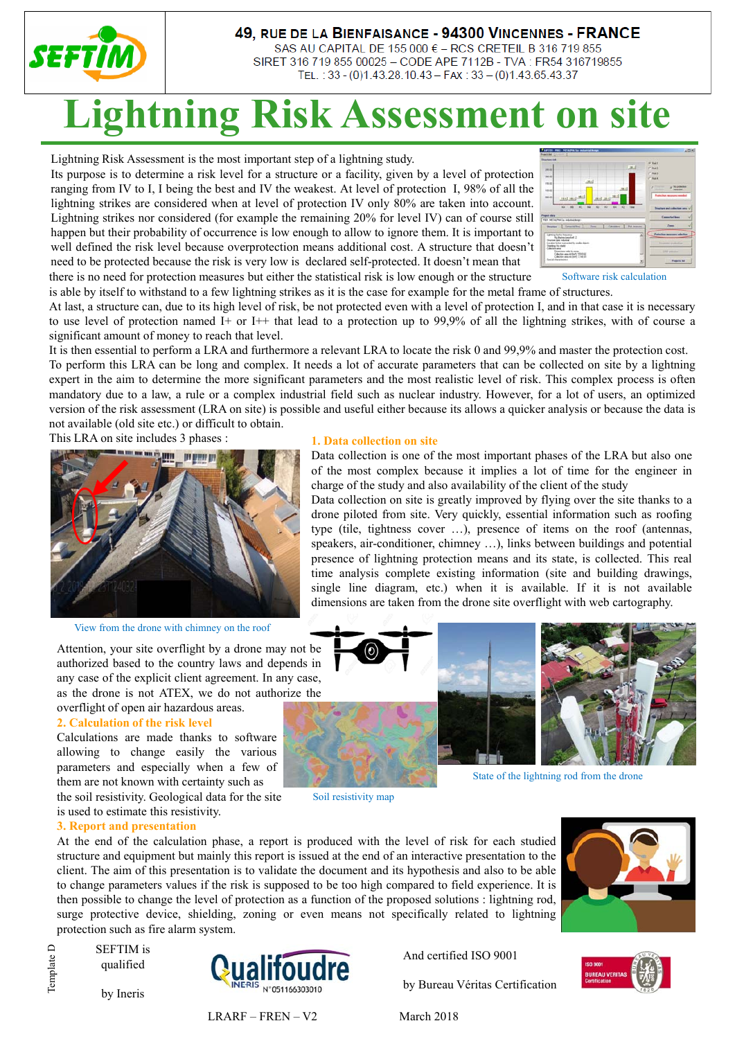49, RUE DE LA BIENFAISANCE - 94300 VINCENNES - FRANCE
SAS AU CAPITAL DE 155 000 € – RCS CRETEIL B 316 719 855
SIRET 316 719 855 00025 – CODE APE 7112B - TVA : FR54 316719855
TEL. : 33 - (0)1.43.28.10.43 – FAX : 33 – (0)1.43.65.43.37

# Lightning Risk Assessment on site

Lightning Risk Assessment is the most important step of a lightning study.
Its purpose is to determine a risk level for a structure or a facility, given by a level of protection ranging from IV to I, I being the best and IV the weakest. At level of protection I, 98% of all the lightning strikes are considered when at level of protection IV only 80% are taken into account. Lightning strikes nor considered (for example the remaining 20% for level IV) can of course still happen but their probability of occurrence is low enough to allow to ignore them. It is important to well defined the risk level because overprotection means additional cost. A structure that doesn't need to be protected because the risk is very low is declared self-protected. It doesn't mean that there is no need for protection measures but either the statistical risk is low enough or the structure is able by itself to withstand to a few lightning strikes as it is the case for example for the metal frame of structures.

Software risk calculation

At last, a structure can, due to its high level of risk, be not protected even with a level of protection I, and in that case it is necessary to use level of protection named I+ or I++ that lead to a protection up to 99,9% of all the lightning strikes, with of course a significant amount of money to reach that level.
It is then essential to perform a LRA and furthermore a relevant LRA to locate the risk 0 and 99,9% and master the protection cost.
To perform this LRA can be long and complex. It needs a lot of accurate parameters that can be collected on site by a lightning expert in the aim to determine the more significant parameters and the most realistic level of risk. This complex process is often mandatory due to a law, a rule or a complex industrial field such as nuclear industry. However, for a lot of users, an optimized version of the risk assessment (LRA on site) is possible and useful either because its allows a quicker analysis or because the data is not available (old site etc.) or difficult to obtain.
This LRA on site includes 3 phases :

## 1. Data collection on site

Data collection is one of the most important phases of the LRA but also one of the most complex because it implies a lot of time for the engineer in charge of the study and also availability of the client of the study
Data collection on site is greatly improved by flying over the site thanks to a drone piloted from site. Very quickly, essential information such as roofing type (tile, tightness cover …), presence of items on the roof (antennas, speakers, air-conditioner, chimney …), links between buildings and potential presence of lightning protection means and its state, is collected. This real time analysis complete existing information (site and building drawings, single line diagram, etc.) when it is available. If it is not available dimensions are taken from the drone site overflight with web cartography.

View from the drone with chimney on the roof

Attention, your site overflight by a drone may not be authorized based to the country laws and depends in any case of the explicit client agreement. In any case, as the drone is not ATEX, we do not authorize the overflight of open air hazardous areas.

State of the lightning rod from the drone

## 2. Calculation of the risk level

Calculations are made thanks to software allowing to change easily the various parameters and especially when a few of them are not known with certainty such as the soil resistivity. Geological data for the site is used to estimate this resistivity.

Soil resistivity map

## 3. Report and presentation

At the end of the calculation phase, a report is produced with the level of risk for each studied structure and equipment but mainly this report is issued at the end of an interactive presentation to the client. The aim of this presentation is to validate the document and its hypothesis and also to be able to change parameters values if the risk is supposed to be too high compared to field experience. It is then possible to change the level of protection as a function of the proposed solutions : lightning rod, surge protective device, shielding, zoning or even means not specifically related to lightning protection such as fire alarm system.

Template D

SEFTIM is qualified by Ineris — Qualifoudre INERIS N°051166303010

And certified ISO 9001 by Bureau Véritas Certification

LRARF – FREN – V2 March 2018